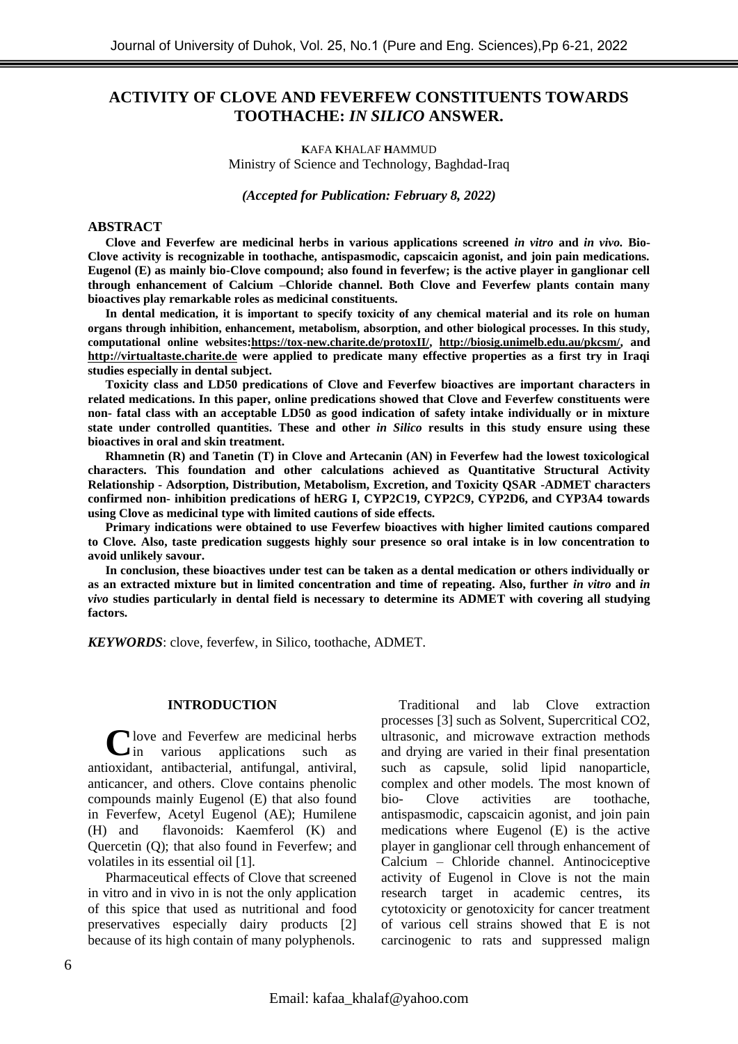# ACTIVITY OF CLOVE AND FEVERFEW CONSTITUENTS TOWARDS TOOTHACHE: *IN SILICO* ANSWER.

**K**AFA **K**HALAF **H**AMMUD
Ministry of Science and Technology, Baghdad-Iraq

*(Accepted for Publication: February 8, 2022)*

## ABSTRACT

**Clove and Feverfew are medicinal herbs in various applications screened *in vitro* and *in vivo.* Bio-Clove activity is recognizable in toothache, antispasmodic, capscaicin agonist, and join pain medications. Eugenol (E) as mainly bio-Clove compound; also found in feverfew; is the active player in ganglionar cell through enhancement of Calcium –Chloride channel. Both Clove and Feverfew plants contain many bioactives play remarkable roles as medicinal constituents.**

**In dental medication, it is important to specify toxicity of any chemical material and its role on human organs through inhibition, enhancement, metabolism, absorption, and other biological processes. In this study, computational online websites:https://tox-new.charite.de/protoxII/, http://biosig.unimelb.edu.au/pkcsm/, and http://virtualtaste.charite.de were applied to predicate many effective properties as a first try in Iraqi studies especially in dental subject.**

**Toxicity class and LD50 predications of Clove and Feverfew bioactives are important characters in related medications. In this paper, online predications showed that Clove and Feverfew constituents were non- fatal class with an acceptable LD50 as good indication of safety intake individually or in mixture state under controlled quantities. These and other *in Silico* results in this study ensure using these bioactives in oral and skin treatment.**

**Rhamnetin (R) and Tanetin (T) in Clove and Artecanin (AN) in Feverfew had the lowest toxicological characters. This foundation and other calculations achieved as Quantitative Structural Activity Relationship - Adsorption, Distribution, Metabolism, Excretion, and Toxicity QSAR -ADMET characters confirmed non- inhibition predications of hERG I, CYP2C19, CYP2C9, CYP2D6, and CYP3A4 towards using Clove as medicinal type with limited cautions of side effects.**

**Primary indications were obtained to use Feverfew bioactives with higher limited cautions compared to Clove. Also, taste predication suggests highly sour presence so oral intake is in low concentration to avoid unlikely savour.**

**In conclusion, these bioactives under test can be taken as a dental medication or others individually or as an extracted mixture but in limited concentration and time of repeating. Also, further *in vitro* and *in vivo* studies particularly in dental field is necessary to determine its ADMET with covering all studying factors.**

***KEYWORDS***: clove, feverfew, in Silico, toothache, ADMET.

## INTRODUCTION

Clove and Feverfew are medicinal herbs in various applications such as antioxidant, antibacterial, antifungal, antiviral, anticancer, and others. Clove contains phenolic compounds mainly Eugenol (E) that also found in Feverfew, Acetyl Eugenol (AE); Humilene (H) and flavonoids: Kaemferol (K) and Quercetin (Q); that also found in Feverfew; and volatiles in its essential oil [1].

Pharmaceutical effects of Clove that screened in vitro and in vivo in is not the only application of this spice that used as nutritional and food preservatives especially dairy products [2] because of its high contain of many polyphenols.

Traditional and lab Clove extraction processes [3] such as Solvent, Supercritical CO2, ultrasonic, and microwave extraction methods and drying are varied in their final presentation such as capsule, solid lipid nanoparticle, complex and other models. The most known of bio- Clove activities are toothache, antispasmodic, capscaicin agonist, and join pain medications where Eugenol (E) is the active player in ganglionar cell through enhancement of Calcium – Chloride channel. Antinociceptive activity of Eugenol in Clove is not the main research target in academic centres, its cytotoxicity or genotoxicity for cancer treatment of various cell strains showed that E is not carcinogenic to rats and suppressed malign

Email: kafaa_khalaf@yahoo.com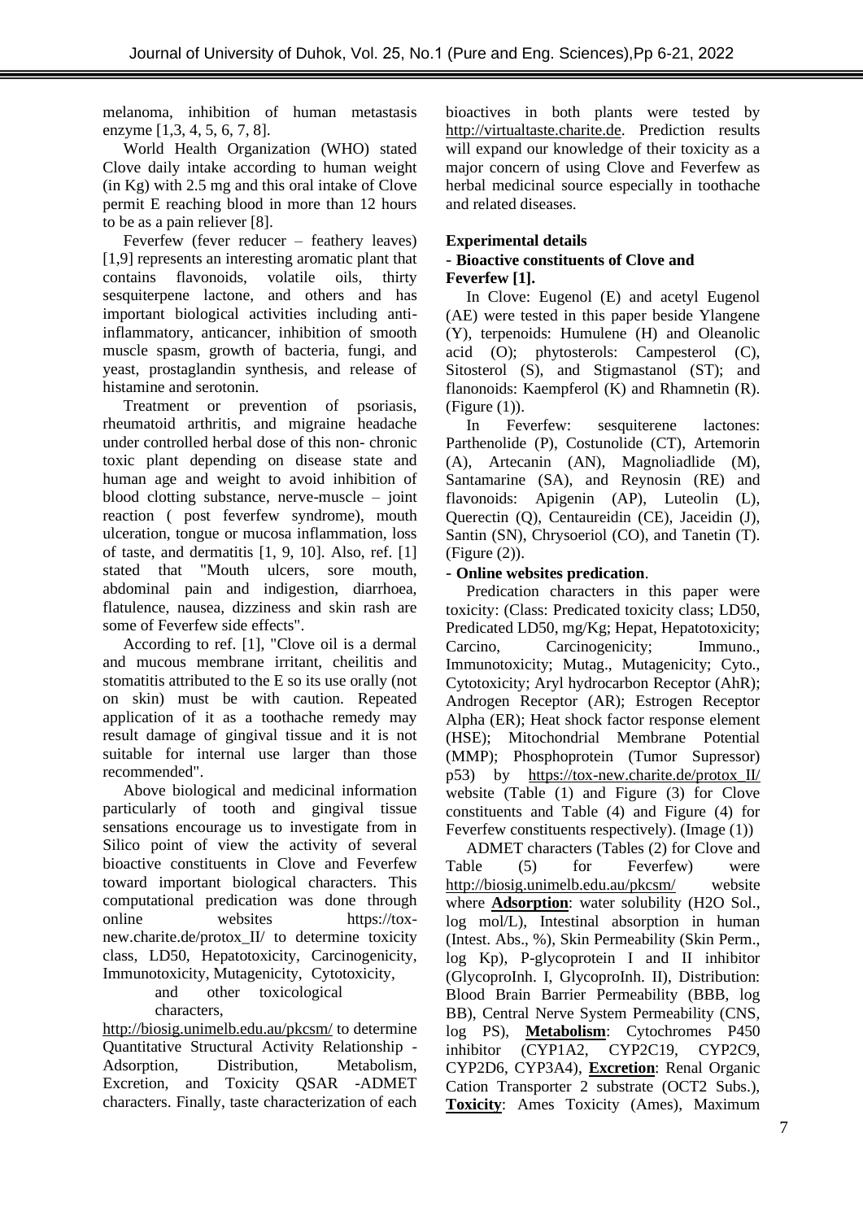melanoma, inhibition of human metastasis enzyme [1,3, 4, 5, 6, 7, 8].

World Health Organization (WHO) stated Clove daily intake according to human weight (in Kg) with 2.5 mg and this oral intake of Clove permit E reaching blood in more than 12 hours to be as a pain reliever [8].

Feverfew (fever reducer – feathery leaves) [1,9] represents an interesting aromatic plant that contains flavonoids, volatile oils, thirty sesquiterpene lactone, and others and has important biological activities including anti-inflammatory, anticancer, inhibition of smooth muscle spasm, growth of bacteria, fungi, and yeast, prostaglandin synthesis, and release of histamine and serotonin.

Treatment or prevention of psoriasis, rheumatoid arthritis, and migraine headache under controlled herbal dose of this non- chronic toxic plant depending on disease state and human age and weight to avoid inhibition of blood clotting substance, nerve-muscle – joint reaction ( post feverfew syndrome), mouth ulceration, tongue or mucosa inflammation, loss of taste, and dermatitis [1, 9, 10]. Also, ref. [1] stated that "Mouth ulcers, sore mouth, abdominal pain and indigestion, diarrhoea, flatulence, nausea, dizziness and skin rash are some of Feverfew side effects".

According to ref. [1], "Clove oil is a dermal and mucous membrane irritant, cheilitis and stomatitis attributed to the E so its use orally (not on skin) must be with caution. Repeated application of it as a toothache remedy may result damage of gingival tissue and it is not suitable for internal use larger than those recommended".

Above biological and medicinal information particularly of tooth and gingival tissue sensations encourage us to investigate from in Silico point of view the activity of several bioactive constituents in Clove and Feverfew toward important biological characters. This computational predication was done through online websites https://tox-new.charite.de/protox_II/ to determine toxicity class, LD50, Hepatotoxicity, Carcinogenicity, Immunotoxicity, Mutagenicity, Cytotoxicity, and other toxicological characters, http://biosig.unimelb.edu.au/pkcsm/ to determine Quantitative Structural Activity Relationship - Adsorption, Distribution, Metabolism, Excretion, and Toxicity QSAR -ADMET characters. Finally, taste characterization of each bioactives in both plants were tested by http://virtualtaste.charite.de. Prediction results will expand our knowledge of their toxicity as a major concern of using Clove and Feverfew as herbal medicinal source especially in toothache and related diseases.

## Experimental details

### - Bioactive constituents of Clove and Feverfew [1].

In Clove: Eugenol (E) and acetyl Eugenol (AE) were tested in this paper beside Ylangene (Y), terpenoids: Humulene (H) and Oleanolic acid (O); phytosterols: Campesterol (C), Sitosterol (S), and Stigmastanol (ST); and flanonoids: Kaempferol (K) and Rhamnetin (R). (Figure (1)).

In Feverfew: sesquiterene lactones: Parthenolide (P), Costunolide (CT), Artemorin (A), Artecanin (AN), Magnoliadlide (M), Santamarine (SA), and Reynosin (RE) and flavonoids: Apigenin (AP), Luteolin (L), Querectin (Q), Centaureidin (CE), Jaceidin (J), Santin (SN), Chrysoeriol (CO), and Tanetin (T). (Figure (2)).

### - Online websites predication.

Predication characters in this paper were toxicity: (Class: Predicated toxicity class; LD50, Predicated LD50, mg/Kg; Hepat, Hepatotoxicity; Carcino, Carcinogenicity; Immuno., Immunotoxicity; Mutag., Mutagenicity; Cyto., Cytotoxicity; Aryl hydrocarbon Receptor (AhR); Androgen Receptor (AR); Estrogen Receptor Alpha (ER); Heat shock factor response element (HSE); Mitochondrial Membrane Potential (MMP); Phosphoprotein (Tumor Supressor) p53) by https://tox-new.charite.de/protox_II/ website (Table (1) and Figure (3) for Clove constituents and Table (4) and Figure (4) for Feverfew constituents respectively). (Image (1))

ADMET characters (Tables (2) for Clove and Table (5) for Feverfew) were http://biosig.unimelb.edu.au/pkcsm/ website where **Adsorption**: water solubility ($H_2O$ Sol., log mol/L), Intestinal absorption in human (Intest. Abs., %), Skin Permeability (Skin Perm., log Kp), P-glycoprotein I and II inhibitor (GlycoproInh. I, GlycoproInh. II), Distribution: Blood Brain Barrier Permeability (BBB, log BB), Central Nerve System Permeability (CNS, log PS), **Metabolism**: Cytochromes P450 inhibitor (CYP1A2, CYP2C19, CYP2C9, CYP2D6, CYP3A4), **Excretion**: Renal Organic Cation Transporter 2 substrate (OCT2 Subs.), **Toxicity**: Ames Toxicity (Ames), Maximum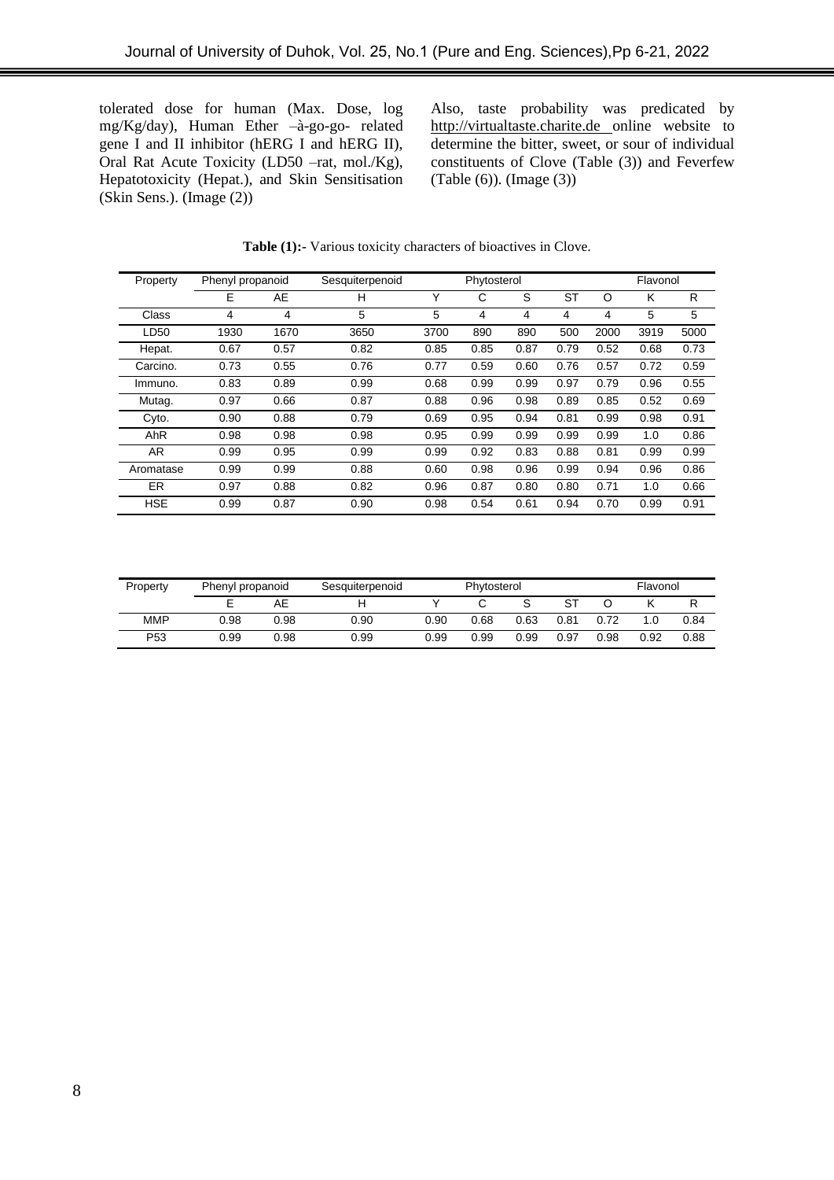tolerated dose for human (Max. Dose, log mg/Kg/day), Human Ether –à-go-go- related gene I and II inhibitor (hERG I and hERG II), Oral Rat Acute Toxicity (LD50 –rat, mol./Kg), Hepatotoxicity (Hepat.), and Skin Sensitisation (Skin Sens.). (Image (2))

Also, taste probability was predicated by http://virtualtaste.charite.de online website to determine the bitter, sweet, or sour of individual constituents of Clove (Table (3)) and Feverfew (Table (6)). (Image (3))

**Table (1):-** Various toxicity characters of bioactives in Clove.

| Property | Phenyl propanoid | | Sesquiterpenoid | Phytosterol | | | | | Flavonol | |
|---|---|---|---|---|---|---|---|---|---|---|
| | E | AE | H | Y | C | S | ST | O | K | R |
| Class | 4 | 4 | 5 | 5 | 4 | 4 | 4 | 4 | 5 | 5 |
| LD50 | 1930 | 1670 | 3650 | 3700 | 890 | 890 | 500 | 2000 | 3919 | 5000 |
| Hepat. | 0.67 | 0.57 | 0.82 | 0.85 | 0.85 | 0.87 | 0.79 | 0.52 | 0.68 | 0.73 |
| Carcino. | 0.73 | 0.55 | 0.76 | 0.77 | 0.59 | 0.60 | 0.76 | 0.57 | 0.72 | 0.59 |
| Immuno. | 0.83 | 0.89 | 0.99 | 0.68 | 0.99 | 0.99 | 0.97 | 0.79 | 0.96 | 0.55 |
| Mutag. | 0.97 | 0.66 | 0.87 | 0.88 | 0.96 | 0.98 | 0.89 | 0.85 | 0.52 | 0.69 |
| Cyto. | 0.90 | 0.88 | 0.79 | 0.69 | 0.95 | 0.94 | 0.81 | 0.99 | 0.98 | 0.91 |
| AhR | 0.98 | 0.98 | 0.98 | 0.95 | 0.99 | 0.99 | 0.99 | 0.99 | 1.0 | 0.86 |
| AR | 0.99 | 0.95 | 0.99 | 0.99 | 0.92 | 0.83 | 0.88 | 0.81 | 0.99 | 0.99 |
| Aromatase | 0.99 | 0.99 | 0.88 | 0.60 | 0.98 | 0.96 | 0.99 | 0.94 | 0.96 | 0.86 |
| ER | 0.97 | 0.88 | 0.82 | 0.96 | 0.87 | 0.80 | 0.80 | 0.71 | 1.0 | 0.66 |
| HSE | 0.99 | 0.87 | 0.90 | 0.98 | 0.54 | 0.61 | 0.94 | 0.70 | 0.99 | 0.91 |
| MMP | 0.98 | 0.98 | 0.90 | 0.90 | 0.68 | 0.63 | 0.81 | 0.72 | 1.0 | 0.84 |
| P53 | 0.99 | 0.98 | 0.99 | 0.99 | 0.99 | 0.99 | 0.97 | 0.98 | 0.92 | 0.88 |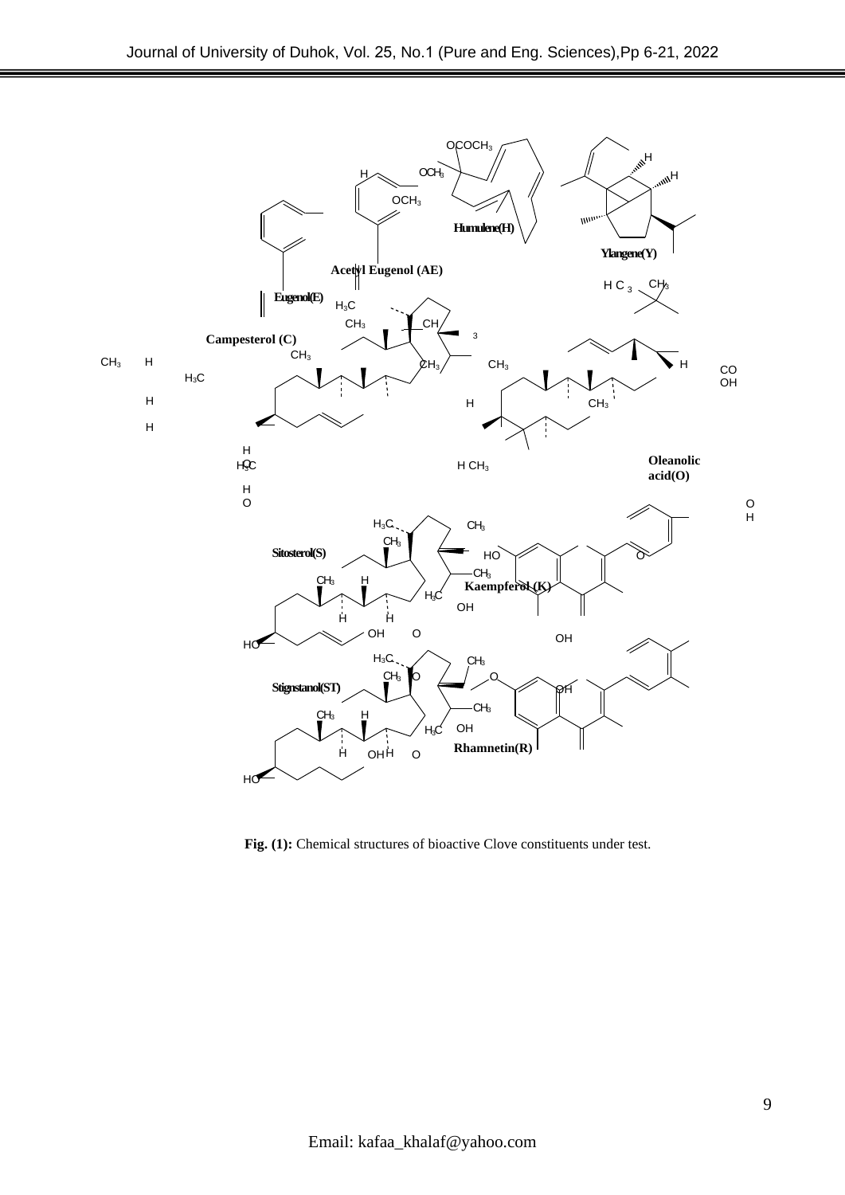**Fig. (1):** Chemical structures of bioactive Clove constituents under test.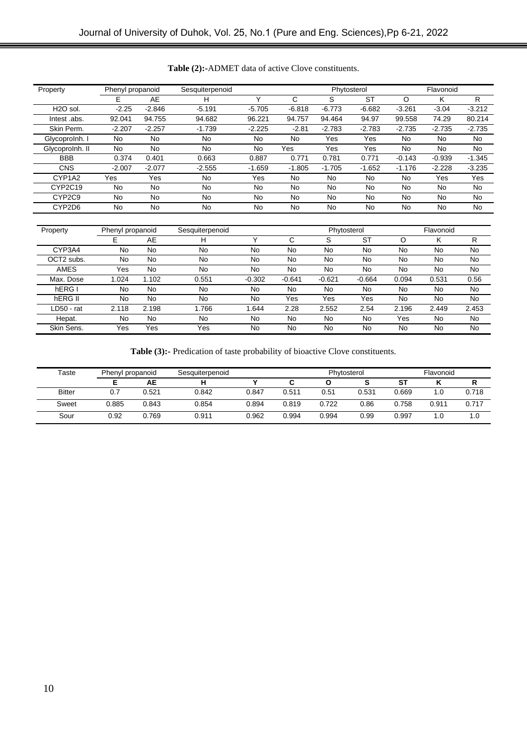**Table (2):-**ADMET data of active Clove constituents.

| Property | Phenyl propanoid | | Sesquiterpenoid | | | Phytosterol | | | Flavonoid | |
|---|---|---|---|---|---|---|---|---|---|---|
| | E | AE | H | Y | C | S | ST | O | K | R |
| $H_2O$ sol. | -2.25 | -2.846 | -5.191 | -5.705 | -6.818 | -6.773 | -6.682 | -3.261 | -3.04 | -3.212 |
| Intest .abs. | 92.041 | 94.755 | 94.682 | 96.221 | 94.757 | 94.464 | 94.97 | 99.558 | 74.29 | 80.214 |
| Skin Perm. | -2.207 | -2.257 | -1.739 | -2.225 | -2.81 | -2.783 | -2.783 | -2.735 | -2.735 | -2.735 |
| Glycoprolnh. I | No | No | No | No | No | Yes | Yes | No | No | No |
| Glycoprolnh. II | No | No | No | No | Yes | Yes | Yes | No | No | No |
| BBB | 0.374 | 0.401 | 0.663 | 0.887 | 0.771 | 0.781 | 0.771 | -0.143 | -0.939 | -1.345 |
| CNS | -2.007 | -2.077 | -2.555 | -1.659 | -1.805 | -1.705 | -1.652 | -1.176 | -2.228 | -3.235 |
| CYP1A2 | Yes | Yes | No | Yes | No | No | No | No | Yes | Yes |
| CYP2C19 | No | No | No | No | No | No | No | No | No | No |
| CYP2C9 | No | No | No | No | No | No | No | No | No | No |
| CYP2D6 | No | No | No | No | No | No | No | No | No | No |
| CYP3A4 | No | No | No | No | No | No | No | No | No | No |
| OCT2 subs. | No | No | No | No | No | No | No | No | No | No |
| AMES | Yes | No | No | No | No | No | No | No | No | No |
| Max. Dose | 1.024 | 1.102 | 0.551 | -0.302 | -0.641 | -0.621 | -0.664 | 0.094 | 0.531 | 0.56 |
| hERG I | No | No | No | No | No | No | No | No | No | No |
| hERG II | No | No | No | No | Yes | Yes | Yes | No | No | No |
| LD50 - rat | 2.118 | 2.198 | 1.766 | 1.644 | 2.28 | 2.552 | 2.54 | 2.196 | 2.449 | 2.453 |
| Hepat. | No | No | No | No | No | No | No | Yes | No | No |
| Skin Sens. | Yes | Yes | Yes | No | No | No | No | No | No | No |

**Table (3):-** Predication of taste probability of bioactive Clove constituents.

| Taste | Phenyl propanoid | | Sesquiterpenoid | | | Phytosterol | | | Flavonoid | |
|---|---|---|---|---|---|---|---|---|---|---|
| | **E** | **AE** | **H** | **Y** | **C** | **O** | **S** | **ST** | **K** | **R** |
| Bitter | 0.7 | 0.521 | 0.842 | 0.847 | 0.511 | 0.51 | 0.531 | 0.669 | 1.0 | 0.718 |
| Sweet | 0.885 | 0.843 | 0.854 | 0.894 | 0.819 | 0.722 | 0.86 | 0.758 | 0.911 | 0.717 |
| Sour | 0.92 | 0.769 | 0.911 | 0.962 | 0.994 | 0.994 | 0.99 | 0.997 | 1.0 | 1.0 |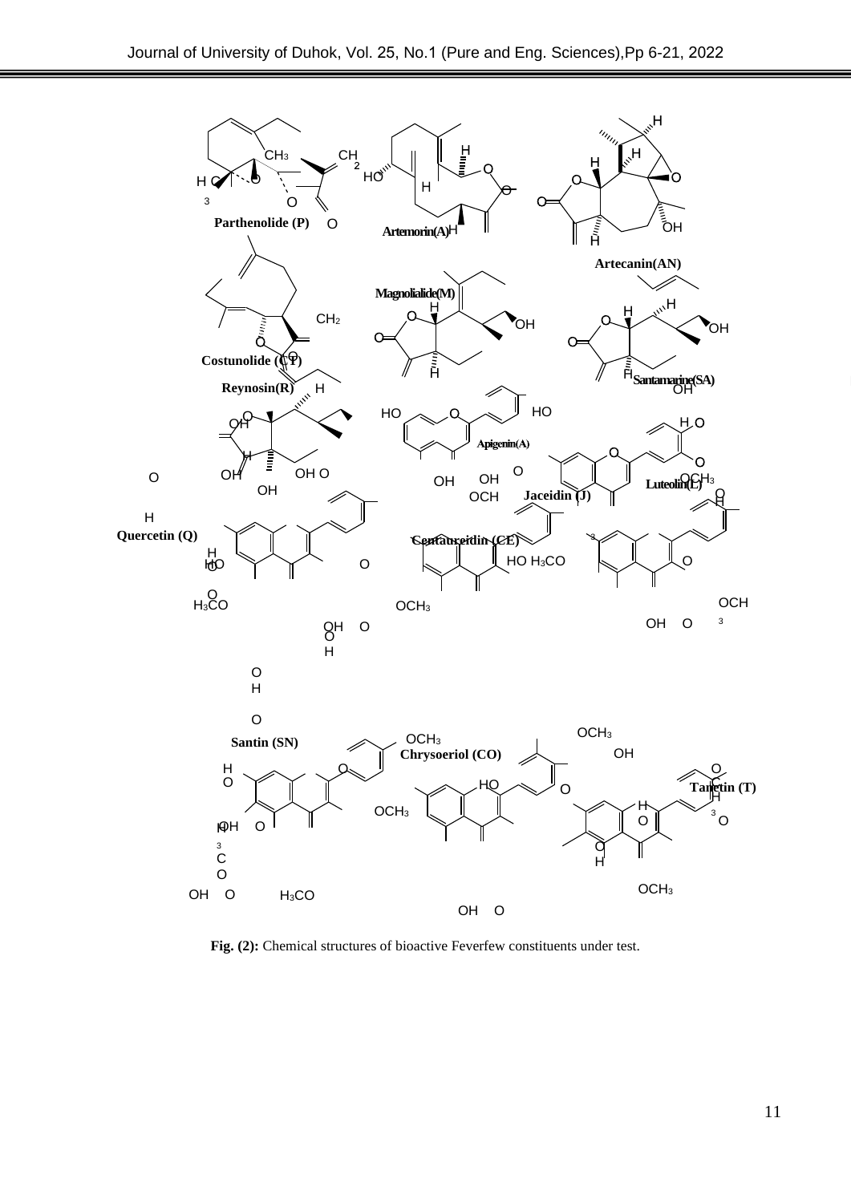**Fig. (2):** Chemical structures of bioactive Feverfew constituents under test.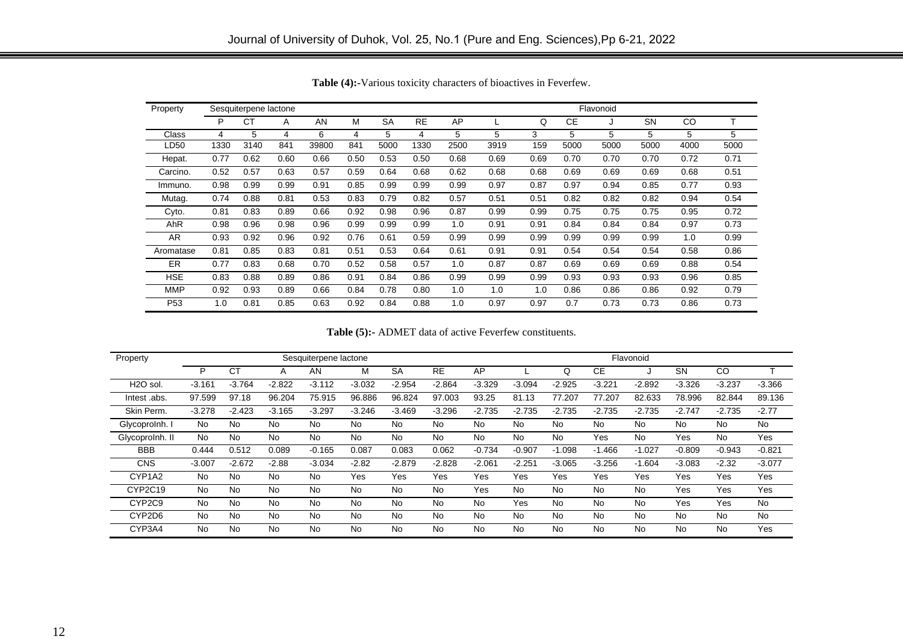**Table (4):-**Various toxicity characters of bioactives in Feverfew.

| Property | Sesquiterpene lactone | | | | | | | | | Flavonoid | | | | | |
|---|---|---|---|---|---|---|---|---|---|---|---|---|---|---|---|
| | P | CT | A | AN | M | SA | RE | AP | L | Q | CE | J | SN | CO | T |
| Class | 4 | 5 | 4 | 6 | 4 | 5 | 4 | 5 | 5 | 3 | 5 | 5 | 5 | 5 | 5 |
| LD50 | 1330 | 3140 | 841 | 39800 | 841 | 5000 | 1330 | 2500 | 3919 | 159 | 5000 | 5000 | 5000 | 4000 | 5000 |
| Hepat. | 0.77 | 0.62 | 0.60 | 0.66 | 0.50 | 0.53 | 0.50 | 0.68 | 0.69 | 0.69 | 0.70 | 0.70 | 0.70 | 0.72 | 0.71 |
| Carcino. | 0.52 | 0.57 | 0.63 | 0.57 | 0.59 | 0.64 | 0.68 | 0.62 | 0.68 | 0.68 | 0.69 | 0.69 | 0.69 | 0.68 | 0.51 |
| Immuno. | 0.98 | 0.99 | 0.99 | 0.91 | 0.85 | 0.99 | 0.99 | 0.99 | 0.97 | 0.87 | 0.97 | 0.94 | 0.85 | 0.77 | 0.93 |
| Mutag. | 0.74 | 0.88 | 0.81 | 0.53 | 0.83 | 0.79 | 0.82 | 0.57 | 0.51 | 0.51 | 0.82 | 0.82 | 0.82 | 0.94 | 0.54 |
| Cyto. | 0.81 | 0.83 | 0.89 | 0.66 | 0.92 | 0.98 | 0.96 | 0.87 | 0.99 | 0.99 | 0.75 | 0.75 | 0.75 | 0.95 | 0.72 |
| AhR | 0.98 | 0.96 | 0.98 | 0.96 | 0.99 | 0.99 | 0.99 | 1.0 | 0.91 | 0.91 | 0.84 | 0.84 | 0.84 | 0.97 | 0.73 |
| AR | 0.93 | 0.92 | 0.96 | 0.92 | 0.76 | 0.61 | 0.59 | 0.99 | 0.99 | 0.99 | 0.99 | 0.99 | 0.99 | 1.0 | 0.99 |
| Aromatase | 0.81 | 0.85 | 0.83 | 0.81 | 0.51 | 0.53 | 0.64 | 0.61 | 0.91 | 0.91 | 0.54 | 0.54 | 0.54 | 0.58 | 0.86 |
| ER | 0.77 | 0.83 | 0.68 | 0.70 | 0.52 | 0.58 | 0.57 | 1.0 | 0.87 | 0.87 | 0.69 | 0.69 | 0.69 | 0.88 | 0.54 |
| HSE | 0.83 | 0.88 | 0.89 | 0.86 | 0.91 | 0.84 | 0.86 | 0.99 | 0.99 | 0.99 | 0.93 | 0.93 | 0.93 | 0.96 | 0.85 |
| MMP | 0.92 | 0.93 | 0.89 | 0.66 | 0.84 | 0.78 | 0.80 | 1.0 | 1.0 | 1.0 | 0.86 | 0.86 | 0.86 | 0.92 | 0.79 |
| P53 | 1.0 | 0.81 | 0.85 | 0.63 | 0.92 | 0.84 | 0.88 | 1.0 | 0.97 | 0.97 | 0.7 | 0.73 | 0.73 | 0.86 | 0.73 |

**Table (5):-** ADMET data of active Feverfew constituents.

| Property | Sesquiterpene lactone | | | | | | | | | Flavonoid | | | | | |
|---|---|---|---|---|---|---|---|---|---|---|---|---|---|---|---|
| | P | CT | A | AN | M | SA | RE | AP | L | Q | CE | J | SN | CO | T |
| $H_2O$ sol. | -3.161 | -3.764 | -2.822 | -3.112 | -3.032 | -2.954 | -2.864 | -3.329 | -3.094 | -2.925 | -3.221 | -2.892 | -3.326 | -3.237 | -3.366 |
| Intest .abs. | 97.599 | 97.18 | 96.204 | 75.915 | 96.886 | 96.824 | 97.003 | 93.25 | 81.13 | 77.207 | 77.207 | 82.633 | 78.996 | 82.844 | 89.136 |
| Skin Perm. | -3.278 | -2.423 | -3.165 | -3.297 | -3.246 | -3.469 | -3.296 | -2.735 | -2.735 | -2.735 | -2.735 | -2.735 | -2.747 | -2.735 | -2.77 |
| GlycoproInh. I | No | No | No | No | No | No | No | No | No | No | No | No | No | No | No |
| GlycoproInh. II | No | No | No | No | No | No | No | No | No | No | No | Yes | No | Yes | No | Yes |
| BBB | 0.444 | 0.512 | 0.089 | -0.165 | 0.087 | 0.083 | 0.062 | -0.734 | -0.907 | -1.098 | -1.466 | -1.027 | -0.809 | -0.943 | -0.821 |
| CNS | -3.007 | -2.672 | -2.88 | -3.034 | -2.82 | -2.879 | -2.828 | -2.061 | -2.251 | -3.065 | -3.256 | -1.604 | -3.083 | -2.32 | -3.077 |
| CYP1A2 | No | No | No | No | Yes | Yes | Yes | Yes | Yes | Yes | Yes | Yes | Yes | Yes | Yes |
| CYP2C19 | No | No | No | No | No | No | No | Yes | No | No | No | No | Yes | Yes | Yes |
| CYP2C9 | No | No | No | No | No | No | No | No | Yes | No | No | No | Yes | Yes | No |
| CYP2D6 | No | No | No | No | No | No | No | No | No | No | No | No | No | No | No |
| CYP3A4 | No | No | No | No | No | No | No | No | No | No | No | No | No | No | Yes |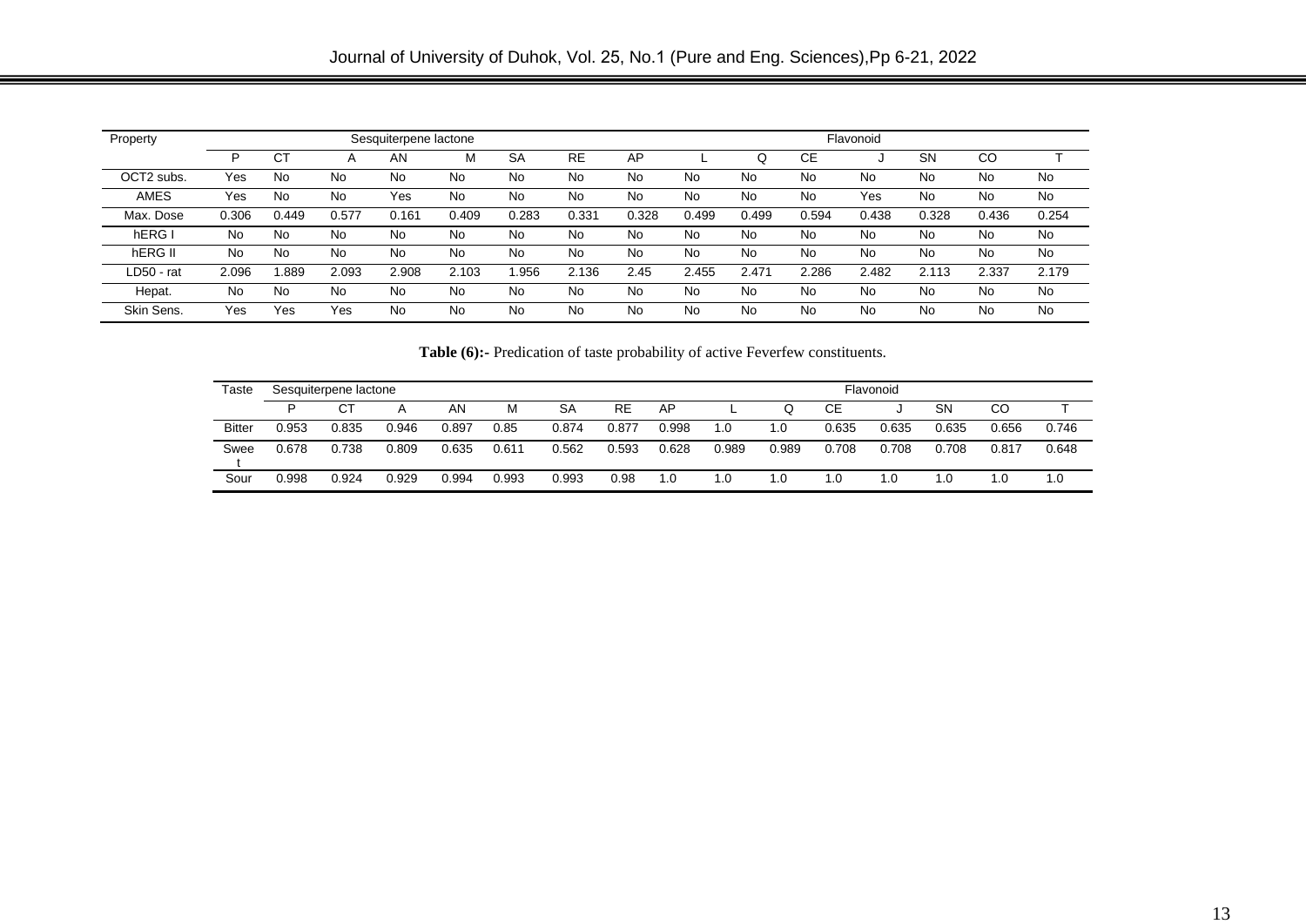| Property | Sesquiterpene lactone | | | | | | | | Flavonoid | | | | | | |
|---|---|---|---|---|---|---|---|---|---|---|---|---|---|---|---|
| | P | CT | A | AN | M | SA | RE | AP | L | Q | CE | J | SN | CO | T |
| OCT2 subs. | Yes | No | No | No | No | No | No | No | No | No | No | No | No | No | No |
| AMES | Yes | No | No | Yes | No | No | No | No | No | No | No | Yes | No | No | No |
| Max. Dose | 0.306 | 0.449 | 0.577 | 0.161 | 0.409 | 0.283 | 0.331 | 0.328 | 0.499 | 0.499 | 0.594 | 0.438 | 0.328 | 0.436 | 0.254 |
| hERG I | No | No | No | No | No | No | No | No | No | No | No | No | No | No | No |
| hERG II | No | No | No | No | No | No | No | No | No | No | No | No | No | No | No |
| LD50 - rat | 2.096 | 1.889 | 2.093 | 2.908 | 2.103 | 1.956 | 2.136 | 2.45 | 2.455 | 2.471 | 2.286 | 2.482 | 2.113 | 2.337 | 2.179 |
| Hepat. | No | No | No | No | No | No | No | No | No | No | No | No | No | No | No |
| Skin Sens. | Yes | Yes | Yes | No | No | No | No | No | No | No | No | No | No | No | No |

**Table (6):-** Predication of taste probability of active Feverfew constituents.

| Taste | Sesquiterpene lactone | | | | | | | | Flavonoid | | | | | | |
|---|---|---|---|---|---|---|---|---|---|---|---|---|---|---|---|
| | P | CT | A | AN | M | SA | RE | AP | L | Q | CE | J | SN | CO | T |
| Bitter | 0.953 | 0.835 | 0.946 | 0.897 | 0.85 | 0.874 | 0.877 | 0.998 | 1.0 | 1.0 | 0.635 | 0.635 | 0.635 | 0.656 | 0.746 |
| Sweet | 0.678 | 0.738 | 0.809 | 0.635 | 0.611 | 0.562 | 0.593 | 0.628 | 0.989 | 0.989 | 0.708 | 0.708 | 0.708 | 0.817 | 0.648 |
| Sour | 0.998 | 0.924 | 0.929 | 0.994 | 0.993 | 0.993 | 0.98 | 1.0 | 1.0 | 1.0 | 1.0 | 1.0 | 1.0 | 1.0 | 1.0 |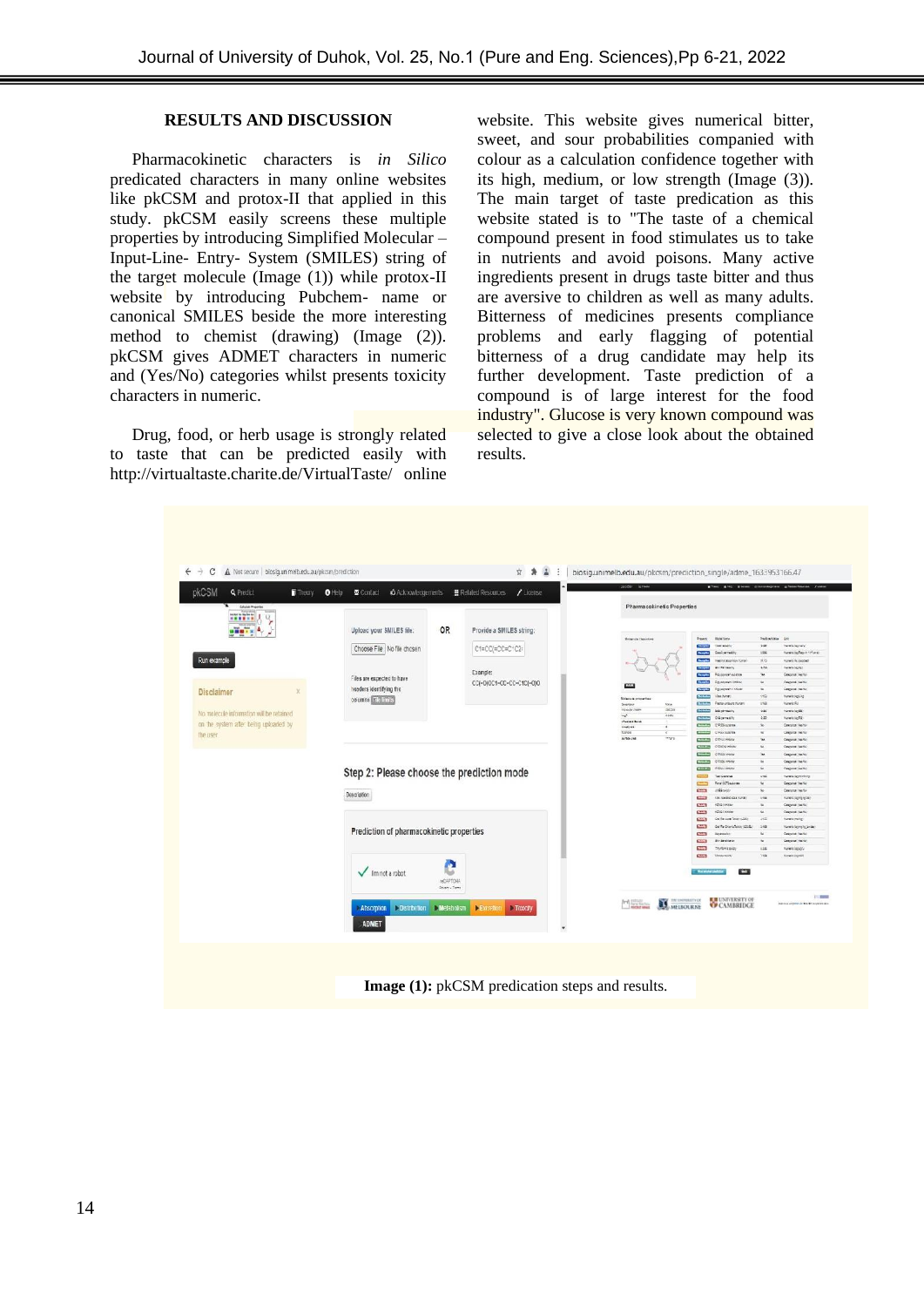## RESULTS AND DISCUSSION

Pharmacokinetic characters is *in Silico* predicated characters in many online websites like pkCSM and protox-II that applied in this study. pkCSM easily screens these multiple properties by introducing Simplified Molecular – Input-Line- Entry- System (SMILES) string of the target molecule (Image (1)) while protox-II website by introducing Pubchem- name or canonical SMILES beside the more interesting method to chemist (drawing) (Image (2)). pkCSM gives ADMET characters in numeric and (Yes/No) categories whilst presents toxicity characters in numeric.

Drug, food, or herb usage is strongly related to taste that can be predicted easily with http://virtualtaste.charite.de/VirtualTaste/ online website. This website gives numerical bitter, sweet, and sour probabilities companied with colour as a calculation confidence together with its high, medium, or low strength (Image (3)). The main target of taste predication as this website stated is to "The taste of a chemical compound present in food stimulates us to take in nutrients and avoid poisons. Many active ingredients present in drugs taste bitter and thus are aversive to children as well as many adults. Bitterness of medicines presents compliance problems and early flagging of potential bitterness of a drug candidate may help its further development. Taste prediction of a compound is of large interest for the food industry". Glucose is very known compound was selected to give a close look about the obtained results.

**Image (1):** pkCSM predication steps and results.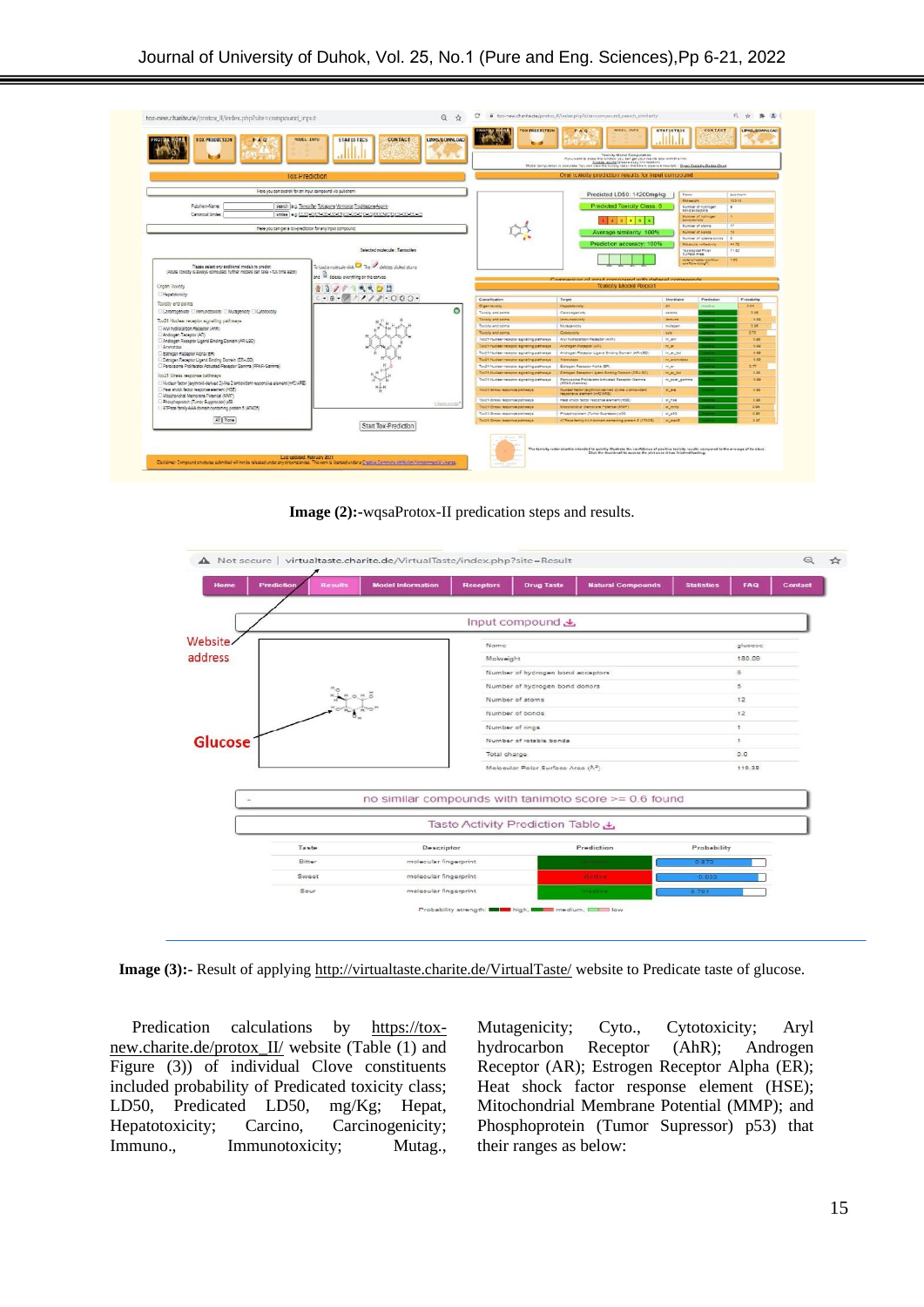**Image (2):-**wqsaProtox-II predication steps and results.

**Image (3):-** Result of applying http://virtualtaste.charite.de/VirtualTaste/ website to Predicate taste of glucose.

Predication calculations by https://tox-new.charite.de/protox_II/ website (Table (1) and Figure (3)) of individual Clove constituents included probability of Predicated toxicity class; LD50, Predicated LD50, mg/Kg; Hepat, Hepatotoxicity; Carcino, Carcinogenicity; Immuno., Immunotoxicity; Mutag., Mutagenicity; Cyto., Cytotoxicity; Aryl hydrocarbon Receptor (AhR); Androgen Receptor (AR); Estrogen Receptor Alpha (ER); Heat shock factor response element (HSE); Mitochondrial Membrane Potential (MMP); and Phosphoprotein (Tumor Supressor) p53) that their ranges as below: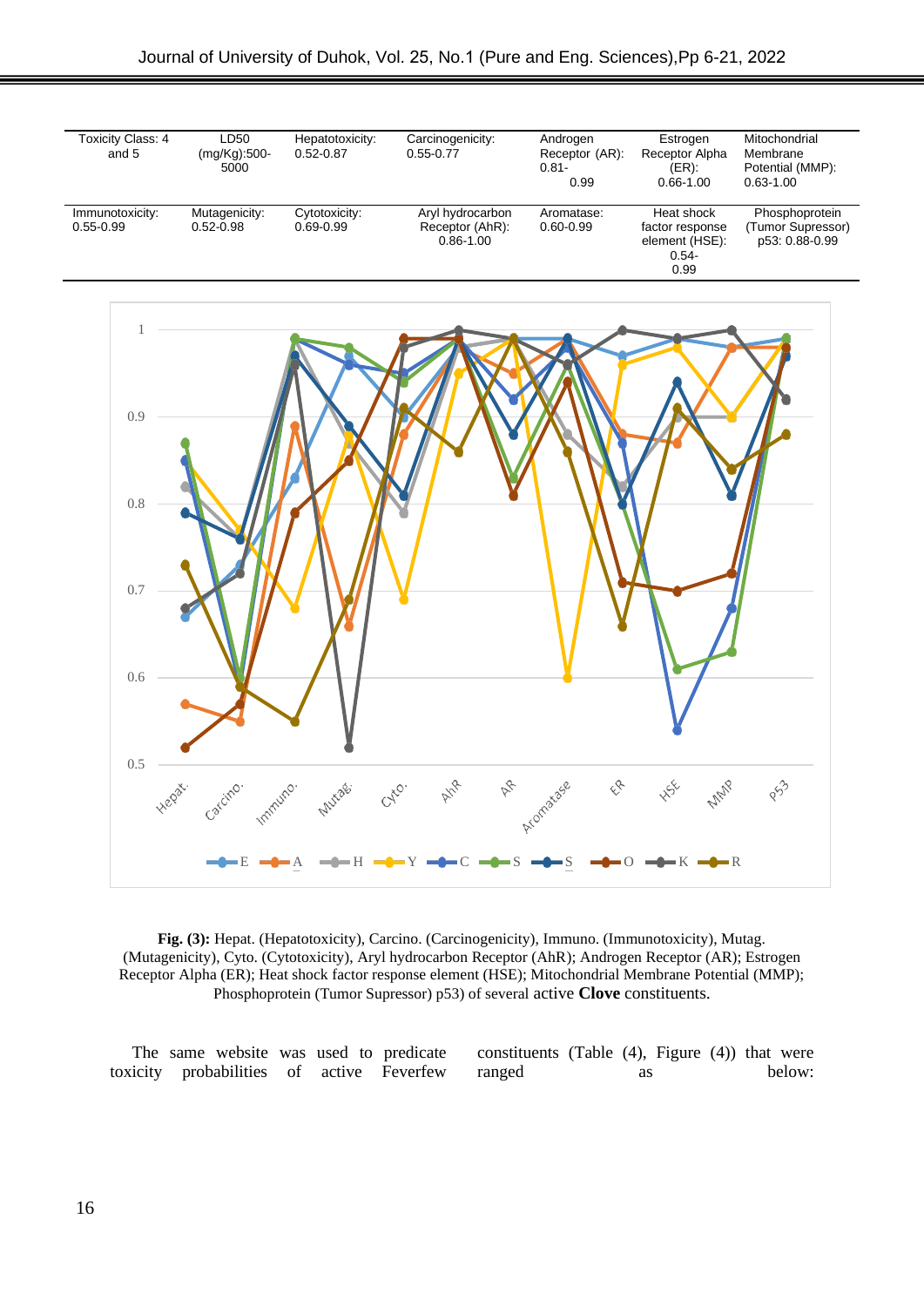| Toxicity Class: 4 and 5 | LD50 (mg/Kg):500-5000 | Hepatotoxicity: 0.52-0.87 | Carcinogenicity: 0.55-0.77 | Androgen Receptor (AR): 0.81-0.99 | Estrogen Receptor Alpha (ER): 0.66-1.00 | Mitochondrial Membrane Potential (MMP): 0.63-1.00 |
|---|---|---|---|---|---|---|
| Immunotoxicity: 0.55-0.99 | Mutagenicity: 0.52-0.98 | Cytotoxicity: 0.69-0.99 | Aryl hydrocarbon Receptor (AhR): 0.86-1.00 | Aromatase: 0.60-0.99 | Heat shock factor response element (HSE): 0.54-0.99 | Phosphoprotein (Tumor Supressor) p53: 0.88-0.99 |

**Fig. (3):** Hepat. (Hepatotoxicity), Carcino. (Carcinogenicity), Immuno. (Immunotoxicity), Mutag. (Mutagenicity), Cyto. (Cytotoxicity), Aryl hydrocarbon Receptor (AhR); Androgen Receptor (AR); Estrogen Receptor Alpha (ER); Heat shock factor response element (HSE); Mitochondrial Membrane Potential (MMP); Phosphoprotein (Tumor Supressor) p53) of several active **Clove** constituents.

The same website was used to predicate toxicity probabilities of active Feverfew constituents (Table (4), Figure (4)) that were ranged as below: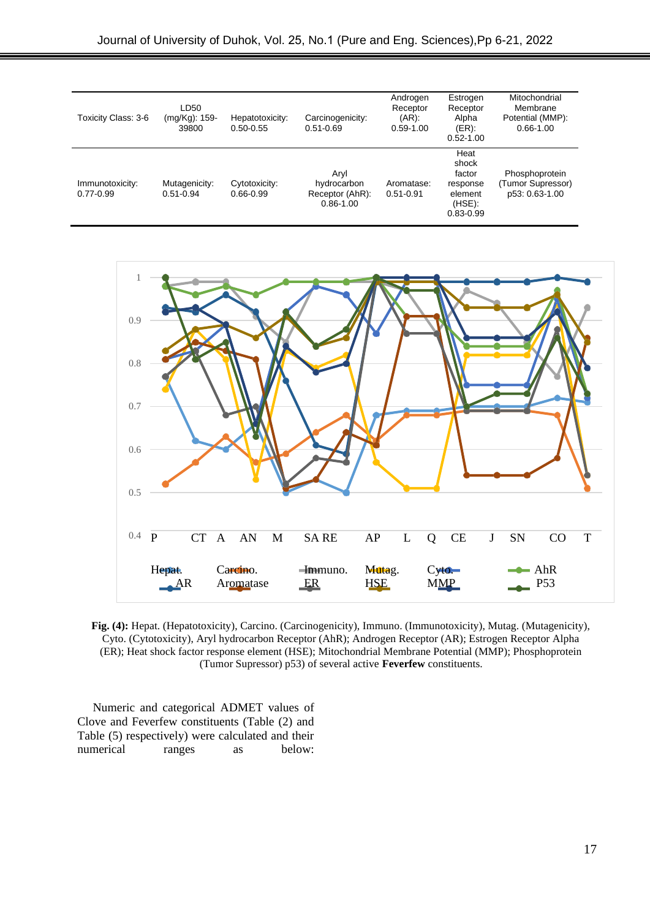| Toxicity Class: 3-6 | LD50 (mg/Kg): 159-39800 | Hepatotoxicity: 0.50-0.55 | Carcinogenicity: 0.51-0.69 | Androgen Receptor (AR): 0.59-1.00 | Estrogen Receptor Alpha (ER): 0.52-1.00 | Mitochondrial Membrane Potential (MMP): 0.66-1.00 |
|---|---|---|---|---|---|---|
| Immunotoxicity: 0.77-0.99 | Mutagenicity: 0.51-0.94 | Cytotoxicity: 0.66-0.99 | Aryl hydrocarbon Receptor (AhR): 0.86-1.00 | Aromatase: 0.51-0.91 | Heat shock factor response element (HSE): 0.83-0.99 | Phosphoprotein (Tumor Supressor) p53: 0.63-1.00 |

**Fig. (4):** Hepat. (Hepatotoxicity), Carcino. (Carcinogenicity), Immuno. (Immunotoxicity), Mutag. (Mutagenicity), Cyto. (Cytotoxicity), Aryl hydrocarbon Receptor (AhR); Androgen Receptor (AR); Estrogen Receptor Alpha (ER); Heat shock factor response element (HSE); Mitochondrial Membrane Potential (MMP); Phosphoprotein (Tumor Supressor) p53) of several active **Feverfew** constituents.

Numeric and categorical ADMET values of Clove and Feverfew constituents (Table (2) and Table (5) respectively) were calculated and their numerical ranges as below: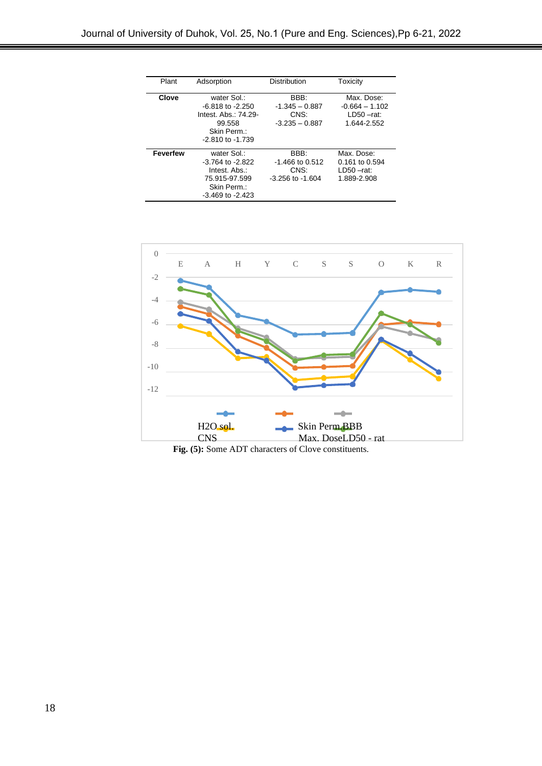| Plant | Adsorption | Distribution | Toxicity |
|---|---|---|---|
| **Clove** | water Sol.: -6.818 to -2.250 Intest. Abs.: 74.29-99.558 Skin Perm.: -2.810 to -1.739 | BBB: -1.345 – 0.887 CNS: -3.235 – 0.887 | Max. Dose: -0.664 – 1.102 LD50 –rat: 1.644-2.552 |
| **Feverfew** | water Sol.: -3.764 to -2.822 Intest. Abs.: 75.915-97.599 Skin Perm.: -3.469 to -2.423 | BBB: -1.466 to 0.512 CNS: -3.256 to -1.604 | Max. Dose: 0.161 to 0.594 LD50 –rat: 1.889-2.908 |

**Fig. (5):** Some ADT characters of Clove constituents.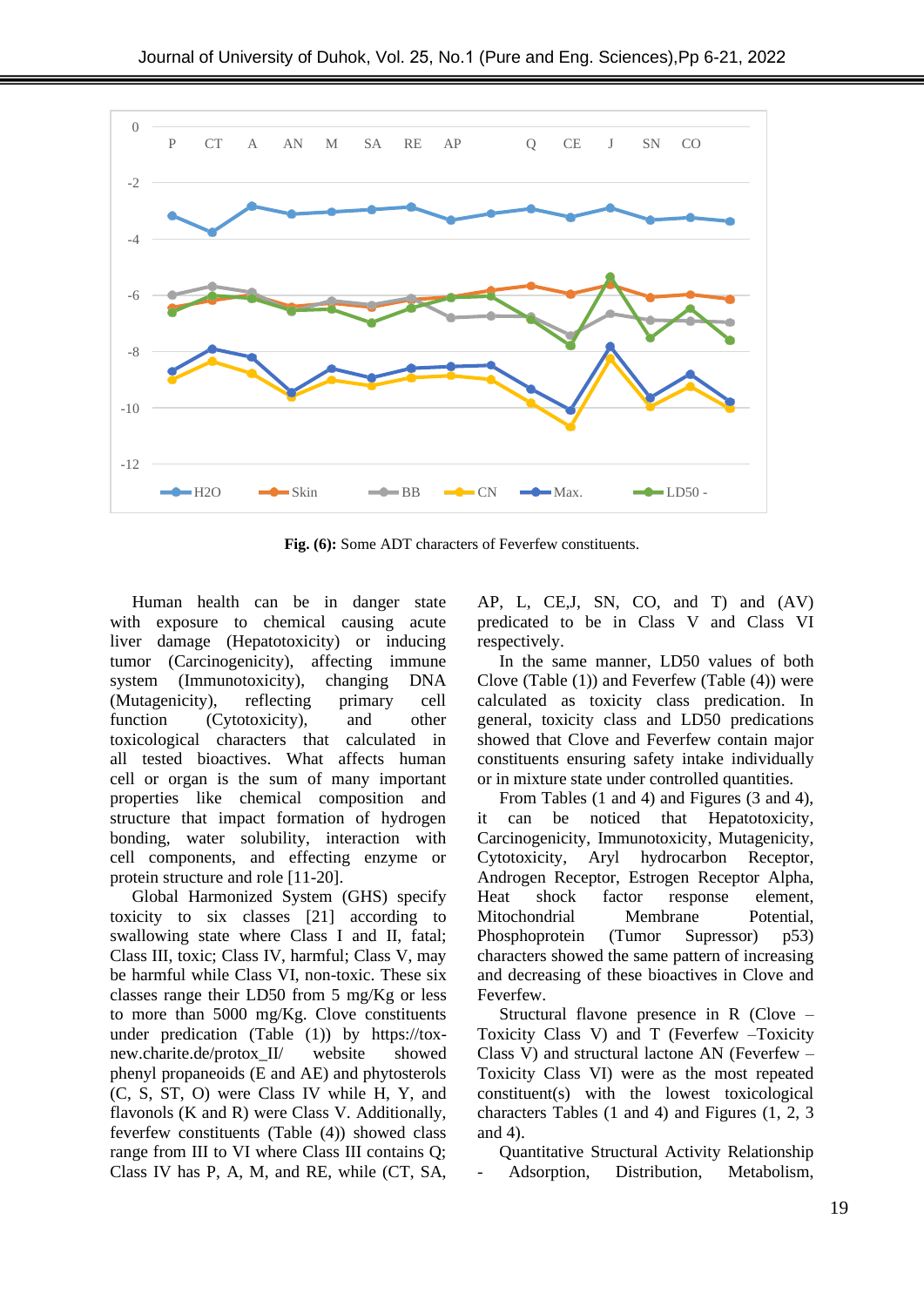**Fig. (6):** Some ADT characters of Feverfew constituents.

Human health can be in danger state with exposure to chemical causing acute liver damage (Hepatotoxicity) or inducing tumor (Carcinogenicity), affecting immune system (Immunotoxicity), changing DNA (Mutagenicity), reflecting primary cell function (Cytotoxicity), and other toxicological characters that calculated in all tested bioactives. What affects human cell or organ is the sum of many important properties like chemical composition and structure that impact formation of hydrogen bonding, water solubility, interaction with cell components, and effecting enzyme or protein structure and role [11-20].

Global Harmonized System (GHS) specify toxicity to six classes [21] according to swallowing state where Class I and II, fatal; Class III, toxic; Class IV, harmful; Class V, may be harmful while Class VI, non-toxic. These six classes range their LD50 from 5 mg/Kg or less to more than 5000 mg/Kg. Clove constituents under predication (Table (1)) by https://tox-new.charite.de/protox_II/ website showed phenyl propaneoids (E and AE) and phytosterols (C, S, ST, O) were Class IV while H, Y, and flavonols (K and R) were Class V. Additionally, feverfew constituents (Table (4)) showed class range from III to VI where Class III contains Q; Class IV has P, A, M, and RE, while (CT, SA, AP, L, CE,J, SN, CO, and T) and (AV) predicated to be in Class V and Class VI respectively.

In the same manner, LD50 values of both Clove (Table (1)) and Feverfew (Table (4)) were calculated as toxicity class predication. In general, toxicity class and LD50 predications showed that Clove and Feverfew contain major constituents ensuring safety intake individually or in mixture state under controlled quantities.

From Tables (1 and 4) and Figures (3 and 4), it can be noticed that Hepatotoxicity, Carcinogenicity, Immunotoxicity, Mutagenicity, Cytotoxicity, Aryl hydrocarbon Receptor, Androgen Receptor, Estrogen Receptor Alpha, Heat shock factor response element, Mitochondrial Membrane Potential, Phosphoprotein (Tumor Supressor) p53) characters showed the same pattern of increasing and decreasing of these bioactives in Clove and Feverfew.

Structural flavone presence in R (Clove – Toxicity Class V) and T (Feverfew –Toxicity Class V) and structural lactone AN (Feverfew – Toxicity Class VI) were as the most repeated constituent(s) with the lowest toxicological characters Tables (1 and 4) and Figures (1, 2, 3 and 4).

Quantitative Structural Activity Relationship - Adsorption, Distribution, Metabolism,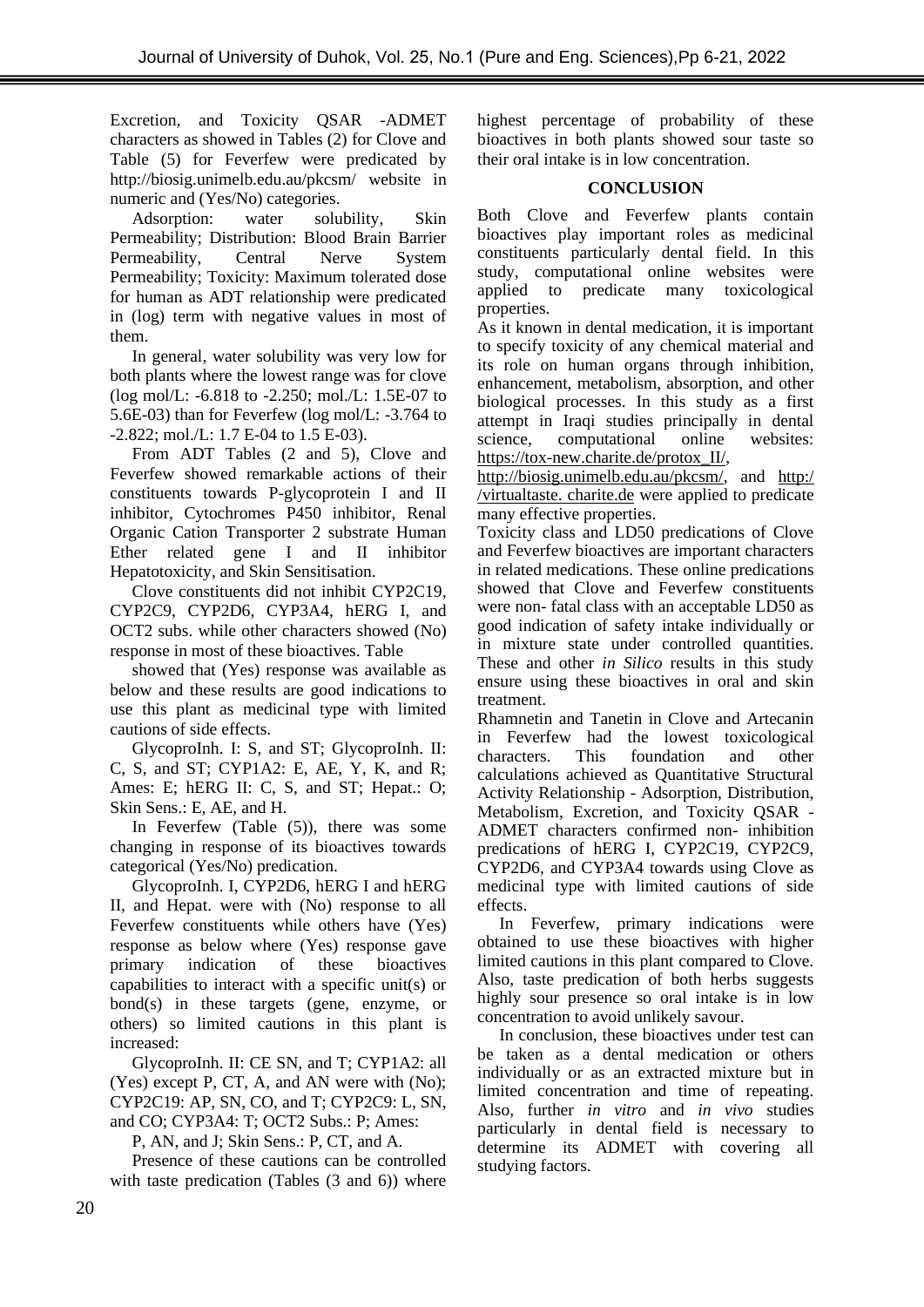Excretion, and Toxicity QSAR -ADMET characters as showed in Tables (2) for Clove and Table (5) for Feverfew were predicated by http://biosig.unimelb.edu.au/pkcsm/ website in numeric and (Yes/No) categories.

Adsorption: water solubility, Skin Permeability; Distribution: Blood Brain Barrier Permeability, Central Nerve System Permeability; Toxicity: Maximum tolerated dose for human as ADT relationship were predicated in (log) term with negative values in most of them.

In general, water solubility was very low for both plants where the lowest range was for clove (log mol/L: -6.818 to -2.250; mol./L: 1.5E-07 to 5.6E-03) than for Feverfew (log mol/L: -3.764 to -2.822; mol./L: 1.7 E-04 to 1.5 E-03).

From ADT Tables (2 and 5), Clove and Feverfew showed remarkable actions of their constituents towards P-glycoprotein I and II inhibitor, Cytochromes P450 inhibitor, Renal Organic Cation Transporter 2 substrate Human Ether related gene I and II inhibitor Hepatotoxicity, and Skin Sensitisation.

Clove constituents did not inhibit CYP2C19, CYP2C9, CYP2D6, CYP3A4, hERG I, and OCT2 subs. while other characters showed (No) response in most of these bioactives. Table

showed that (Yes) response was available as below and these results are good indications to use this plant as medicinal type with limited cautions of side effects.

GlycoproInh. I: S, and ST; GlycoproInh. II: C, S, and ST; CYP1A2: E, AE, Y, K, and R; Ames: E; hERG II: C, S, and ST; Hepat.: O; Skin Sens.: E, AE, and H.

In Feverfew (Table (5)), there was some changing in response of its bioactives towards categorical (Yes/No) predication.

GlycoproInh. I, CYP2D6, hERG I and hERG II, and Hepat. were with (No) response to all Feverfew constituents while others have (Yes) response as below where (Yes) response gave primary indication of these bioactives capabilities to interact with a specific unit(s) or bond(s) in these targets (gene, enzyme, or others) so limited cautions in this plant is increased:

GlycoproInh. II: CE SN, and T; CYP1A2: all (Yes) except P, CT, A, and AN were with (No); CYP2C19: AP, SN, CO, and T; CYP2C9: L, SN, and CO; CYP3A4: T; OCT2 Subs.: P; Ames:

P, AN, and J; Skin Sens.: P, CT, and A.

Presence of these cautions can be controlled with taste predication (Tables (3 and 6)) where highest percentage of probability of these bioactives in both plants showed sour taste so their oral intake is in low concentration.

## CONCLUSION

Both Clove and Feverfew plants contain bioactives play important roles as medicinal constituents particularly dental field. In this study, computational online websites were applied to predicate many toxicological properties.

As it known in dental medication, it is important to specify toxicity of any chemical material and its role on human organs through inhibition, enhancement, metabolism, absorption, and other biological processes. In this study as a first attempt in Iraqi studies principally in dental science, computational online websites: https://tox-new.charite.de/protox_II/, http://biosig.unimelb.edu.au/pkcsm/, and http://virtualtaste. charite.de were applied to predicate many effective properties.

Toxicity class and LD50 predications of Clove and Feverfew bioactives are important characters in related medications. These online predications showed that Clove and Feverfew constituents were non- fatal class with an acceptable LD50 as good indication of safety intake individually or in mixture state under controlled quantities. These and other *in Silico* results in this study ensure using these bioactives in oral and skin treatment.

Rhamnetin and Tanetin in Clove and Artecanin in Feverfew had the lowest toxicological characters. This foundation and other calculations achieved as Quantitative Structural Activity Relationship - Adsorption, Distribution, Metabolism, Excretion, and Toxicity QSAR - ADMET characters confirmed non- inhibition predications of hERG I, CYP2C19, CYP2C9, CYP2D6, and CYP3A4 towards using Clove as medicinal type with limited cautions of side effects.

In Feverfew, primary indications were obtained to use these bioactives with higher limited cautions in this plant compared to Clove. Also, taste predication of both herbs suggests highly sour presence so oral intake is in low concentration to avoid unlikely savour.

In conclusion, these bioactives under test can be taken as a dental medication or others individually or as an extracted mixture but in limited concentration and time of repeating. Also, further *in vitro* and *in vivo* studies particularly in dental field is necessary to determine its ADMET with covering all studying factors.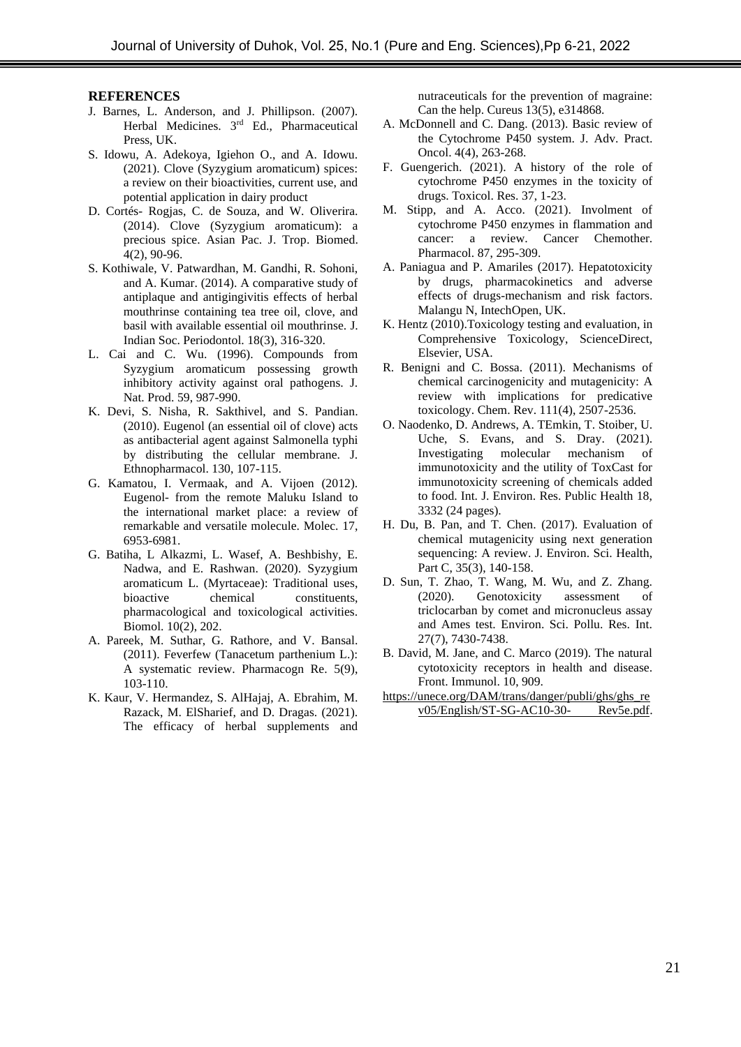## REFERENCES

J. Barnes, L. Anderson, and J. Phillipson. (2007). Herbal Medicines. 3rd Ed., Pharmaceutical Press, UK.

S. Idowu, A. Adekoya, Igiehon O., and A. Idowu. (2021). Clove (Syzygium aromaticum) spices: a review on their bioactivities, current use, and potential application in dairy product

D. Cortés- Rogjas, C. de Souza, and W. Oliverira. (2014). Clove (Syzygium aromaticum): a precious spice. Asian Pac. J. Trop. Biomed. 4(2), 90-96.

S. Kothiwale, V. Patwardhan, M. Gandhi, R. Sohoni, and A. Kumar. (2014). A comparative study of antiplaque and antigingivitis effects of herbal mouthrinse containing tea tree oil, clove, and basil with available essential oil mouthrinse. J. Indian Soc. Periodontol. 18(3), 316-320.

L. Cai and C. Wu. (1996). Compounds from Syzygium aromaticum possessing growth inhibitory activity against oral pathogens. J. Nat. Prod. 59, 987-990.

K. Devi, S. Nisha, R. Sakthivel, and S. Pandian. (2010). Eugenol (an essential oil of clove) acts as antibacterial agent against Salmonella typhi by distributing the cellular membrane. J. Ethnopharmacol. 130, 107-115.

G. Kamatou, I. Vermaak, and A. Vijoen (2012). Eugenol- from the remote Maluku Island to the international market place: a review of remarkable and versatile molecule. Molec. 17, 6953-6981.

G. Batiha, L Alkazmi, L. Wasef, A. Beshbishy, E. Nadwa, and E. Rashwan. (2020). Syzygium aromaticum L. (Myrtaceae): Traditional uses, bioactive chemical constituents, pharmacological and toxicological activities. Biomol. 10(2), 202.

A. Pareek, M. Suthar, G. Rathore, and V. Bansal. (2011). Feverfew (Tanacetum parthenium L.): A systematic review. Pharmacogn Re. 5(9), 103-110.

K. Kaur, V. Hermandez, S. AlHajaj, A. Ebrahim, M. Razack, M. ElSharief, and D. Dragas. (2021). The efficacy of herbal supplements and nutraceuticals for the prevention of magraine: Can the help. Cureus 13(5), e314868.

A. McDonnell and C. Dang. (2013). Basic review of the Cytochrome P450 system. J. Adv. Pract. Oncol. 4(4), 263-268.

F. Guengerich. (2021). A history of the role of cytochrome P450 enzymes in the toxicity of drugs. Toxicol. Res. 37, 1-23.

M. Stipp, and A. Acco. (2021). Involment of cytochrome P450 enzymes in flammation and cancer: a review. Cancer Chemother. Pharmacol. 87, 295-309.

A. Paniagua and P. Amariles (2017). Hepatotoxicity by drugs, pharmacokinetics and adverse effects of drugs-mechanism and risk factors. Malangu N, IntechOpen, UK.

K. Hentz (2010).Toxicology testing and evaluation, in Comprehensive Toxicology, ScienceDirect, Elsevier, USA.

R. Benigni and C. Bossa. (2011). Mechanisms of chemical carcinogenicity and mutagenicity: A review with implications for predicative toxicology. Chem. Rev. 111(4), 2507-2536.

O. Naodenko, D. Andrews, A. TEmkin, T. Stoiber, U. Uche, S. Evans, and S. Dray. (2021). Investigating molecular mechanism of immunotoxicity and the utility of ToxCast for immunotoxicity screening of chemicals added to food. Int. J. Environ. Res. Public Health 18, 3332 (24 pages).

H. Du, B. Pan, and T. Chen. (2017). Evaluation of chemical mutagenicity using next generation sequencing: A review. J. Environ. Sci. Health, Part C, 35(3), 140-158.

D. Sun, T. Zhao, T. Wang, M. Wu, and Z. Zhang. (2020). Genotoxicity assessment of triclocarban by comet and micronucleus assay and Ames test. Environ. Sci. Pollu. Res. Int. 27(7), 7430-7438.

B. David, M. Jane, and C. Marco (2019). The natural cytotoxicity receptors in health and disease. Front. Immunol. 10, 909.

https://unece.org/DAM/trans/danger/publi/ghs/ghs_rev05/English/ST-SG-AC10-30- Rev5e.pdf.